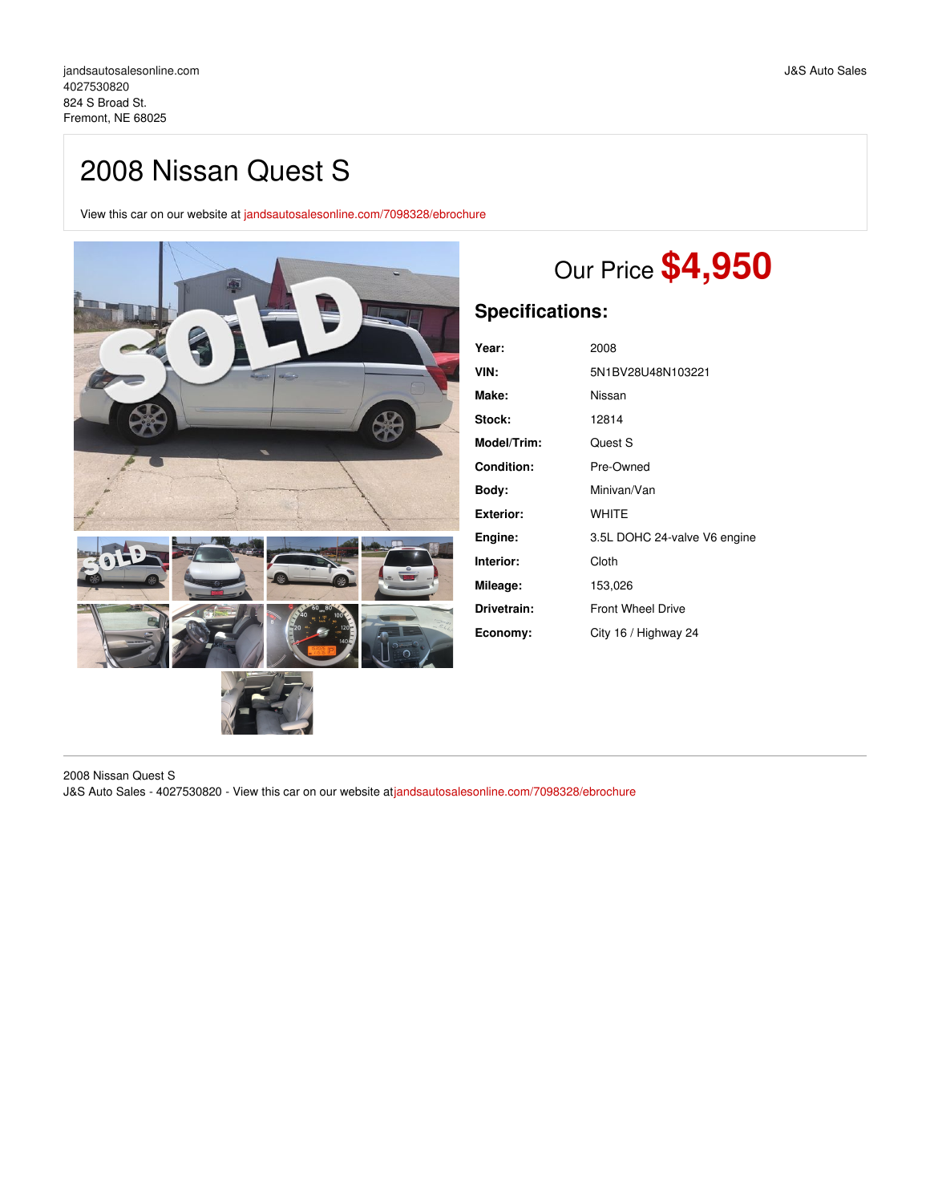jandsautosalesonline.com
4027530820
824 S Broad St.
Fremont, NE 68025

J&S Auto Sales

# 2008 Nissan Quest S

View this car on our website at jandsautosalesonline.com/7098328/ebrochure

## Our Price **$4,950**

### Specifications:

| | |
|---|---|
| **Year:** | 2008 |
| **VIN:** | 5N1BV28U48N103221 |
| **Make:** | Nissan |
| **Stock:** | 12814 |
| **Model/Trim:** | Quest S |
| **Condition:** | Pre-Owned |
| **Body:** | Minivan/Van |
| **Exterior:** | WHITE |
| **Engine:** | 3.5L DOHC 24-valve V6 engine |
| **Interior:** | Cloth |
| **Mileage:** | 153,026 |
| **Drivetrain:** | Front Wheel Drive |
| **Economy:** | City 16 / Highway 24 |

2008 Nissan Quest S
J&S Auto Sales - 4027530820 - View this car on our website atjandsautosalesonline.com/7098328/ebrochure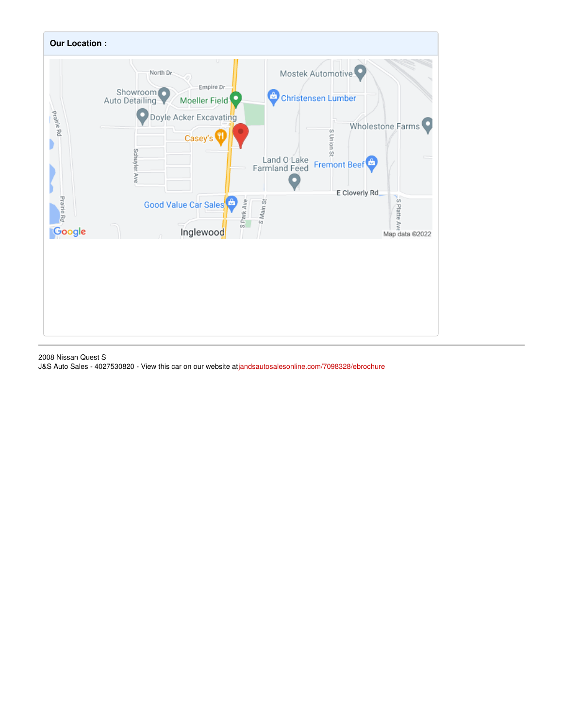**Our Location :**

2008 Nissan Quest S

J&S Auto Sales - 4027530820 - View this car on our website atjandsautosalesonline.com/7098328/ebrochure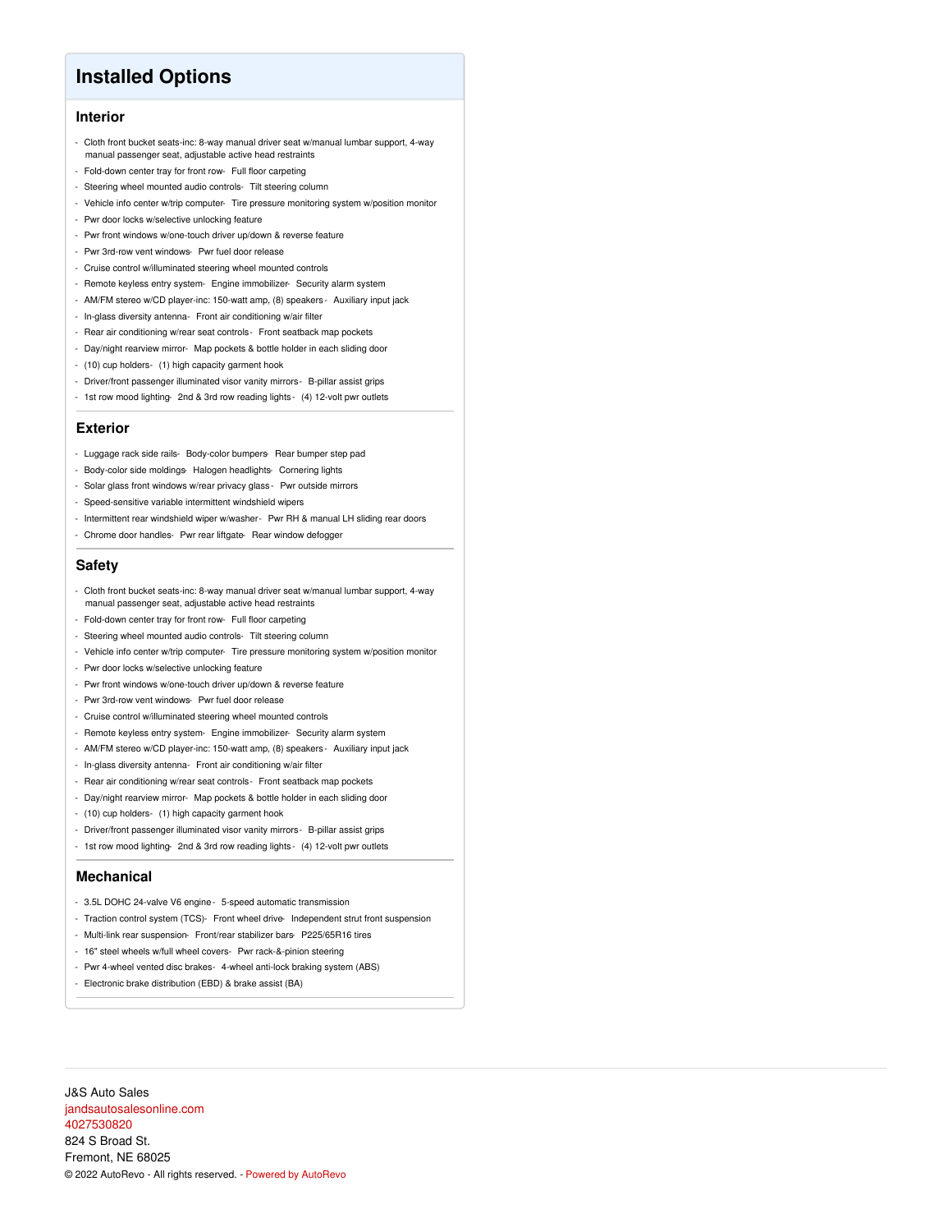# Installed Options

## Interior

- Cloth front bucket seats-inc: 8-way manual driver seat w/manual lumbar support, 4-way manual passenger seat, adjustable active head restraints
- Fold-down center tray for front row- Full floor carpeting
- Steering wheel mounted audio controls- Tilt steering column
- Vehicle info center w/trip computer- Tire pressure monitoring system w/position monitor
- Pwr door locks w/selective unlocking feature
- Pwr front windows w/one-touch driver up/down & reverse feature
- Pwr 3rd-row vent windows- Pwr fuel door release
- Cruise control w/illuminated steering wheel mounted controls
- Remote keyless entry system- Engine immobilizer- Security alarm system
- AM/FM stereo w/CD player-inc: 150-watt amp, (8) speakers - Auxiliary input jack
- In-glass diversity antenna- Front air conditioning w/air filter
- Rear air conditioning w/rear seat controls - Front seatback map pockets
- Day/night rearview mirror- Map pockets & bottle holder in each sliding door
- (10) cup holders- (1) high capacity garment hook
- Driver/front passenger illuminated visor vanity mirrors - B-pillar assist grips
- 1st row mood lighting- 2nd & 3rd row reading lights - (4) 12-volt pwr outlets

## Exterior

- Luggage rack side rails- Body-color bumpers- Rear bumper step pad
- Body-color side moldings- Halogen headlights- Cornering lights
- Solar glass front windows w/rear privacy glass - Pwr outside mirrors
- Speed-sensitive variable intermittent windshield wipers
- Intermittent rear windshield wiper w/washer - Pwr RH & manual LH sliding rear doors
- Chrome door handles- Pwr rear liftgate- Rear window defogger

## Safety

- Cloth front bucket seats-inc: 8-way manual driver seat w/manual lumbar support, 4-way manual passenger seat, adjustable active head restraints
- Fold-down center tray for front row- Full floor carpeting
- Steering wheel mounted audio controls- Tilt steering column
- Vehicle info center w/trip computer- Tire pressure monitoring system w/position monitor
- Pwr door locks w/selective unlocking feature
- Pwr front windows w/one-touch driver up/down & reverse feature
- Pwr 3rd-row vent windows- Pwr fuel door release
- Cruise control w/illuminated steering wheel mounted controls
- Remote keyless entry system- Engine immobilizer- Security alarm system
- AM/FM stereo w/CD player-inc: 150-watt amp, (8) speakers - Auxiliary input jack
- In-glass diversity antenna- Front air conditioning w/air filter
- Rear air conditioning w/rear seat controls - Front seatback map pockets
- Day/night rearview mirror- Map pockets & bottle holder in each sliding door
- (10) cup holders- (1) high capacity garment hook
- Driver/front passenger illuminated visor vanity mirrors - B-pillar assist grips
- 1st row mood lighting- 2nd & 3rd row reading lights - (4) 12-volt pwr outlets

## Mechanical

- 3.5L DOHC 24-valve V6 engine - 5-speed automatic transmission
- Traction control system (TCS)- Front wheel drive- Independent strut front suspension
- Multi-link rear suspension- Front/rear stabilizer bars- P225/65R16 tires
- 16" steel wheels w/full wheel covers- Pwr rack-&-pinion steering
- Pwr 4-wheel vented disc brakes- 4-wheel anti-lock braking system (ABS)
- Electronic brake distribution (EBD) & brake assist (BA)

J&S Auto Sales
jandsautosalesonline.com
4027530820
824 S Broad St.
Fremont, NE 68025
© 2022 AutoRevo - All rights reserved. - Powered by AutoRevo